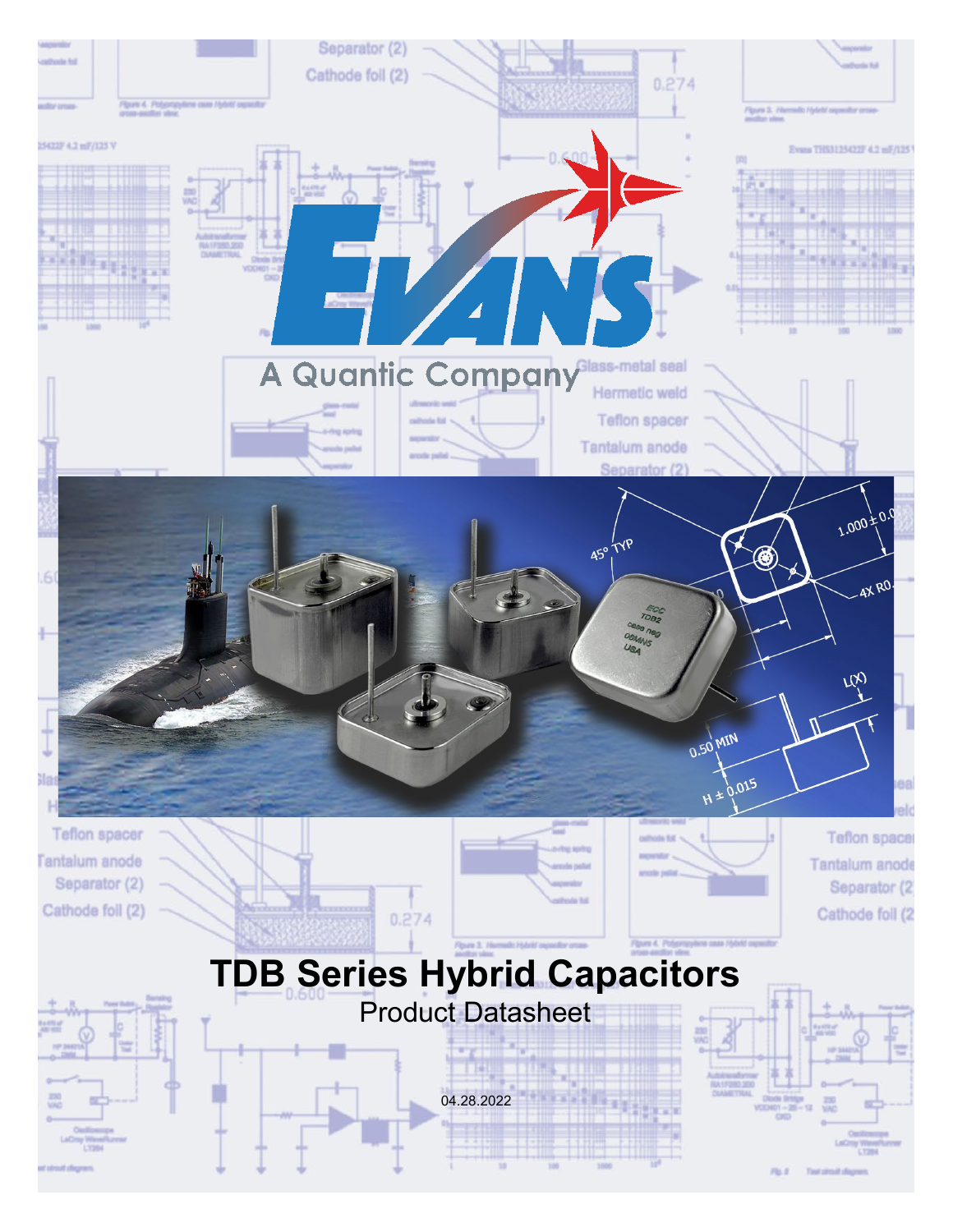A Quantic Company

# TDB Series Hybrid Capacitors

Product Datasheet

04.28.2022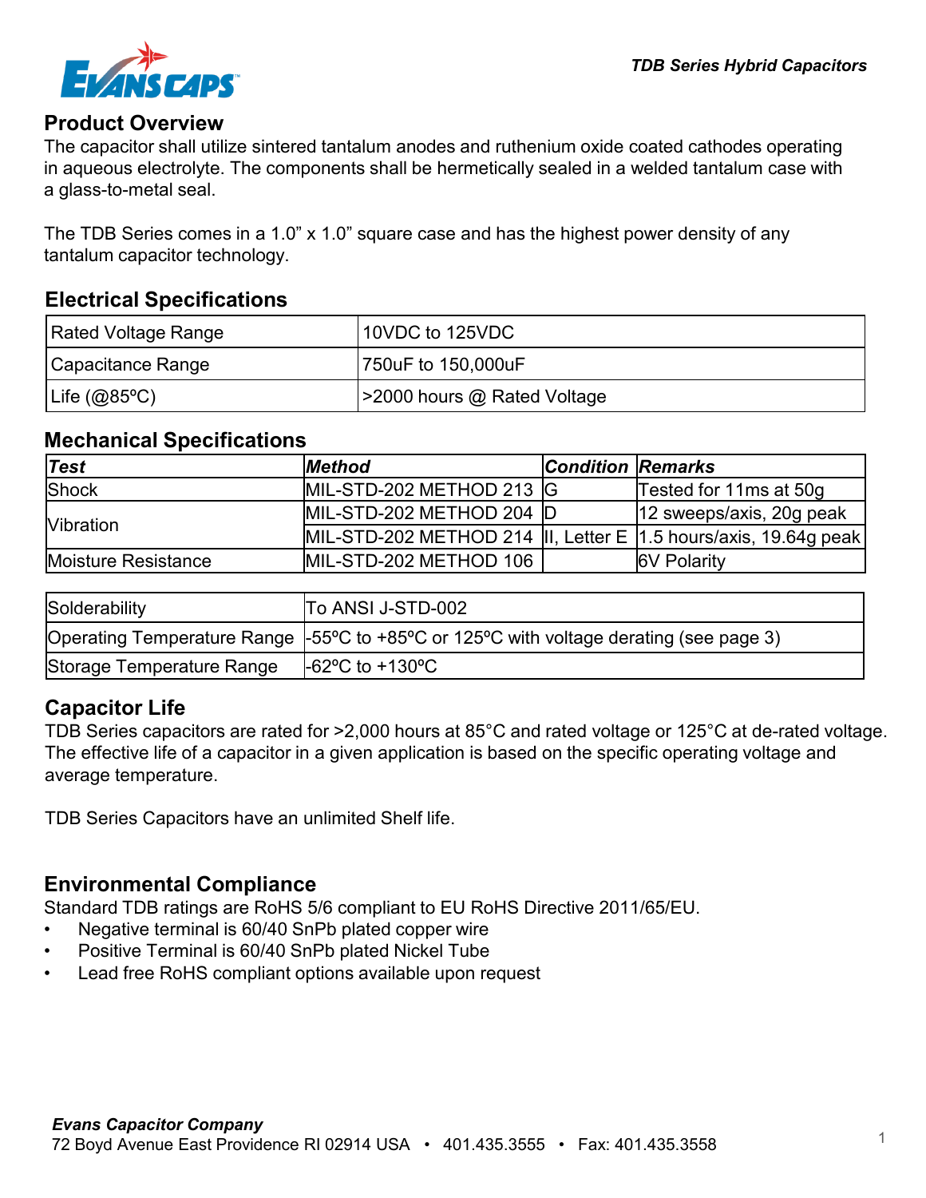## Product Overview

The capacitor shall utilize sintered tantalum anodes and ruthenium oxide coated cathodes operating in aqueous electrolyte. The components shall be hermetically sealed in a welded tantalum case with a glass-to-metal seal.

The TDB Series comes in a 1.0” x 1.0” square case and has the highest power density of any tantalum capacitor technology.

## Electrical Specifications

| Rated Voltage Range | 10VDC to 125VDC |
|---|---|
| Capacitance Range | 750uF to 150,000uF |
| Life (@85ºC) | >2000 hours @ Rated Voltage |

## Mechanical Specifications

| ***Test*** | ***Method*** | ***Condition*** | ***Remarks*** |
|---|---|---|---|
| Shock | MIL-STD-202 METHOD 213 | G | Tested for 11ms at 50g |
| Vibration | MIL-STD-202 METHOD 204 | D | 12 sweeps/axis, 20g peak |
| | MIL-STD-202 METHOD 214 | II, Letter E | 1.5 hours/axis, 19.64g peak |
| Moisture Resistance | MIL-STD-202 METHOD 106 | | 6V Polarity |

| Solderability | To ANSI J-STD-002 |
|---|---|
| Operating Temperature Range | -55ºC to +85ºC or 125ºC with voltage derating (see page 3) |
| Storage Temperature Range | -62ºC to +130ºC |

## Capacitor Life

TDB Series capacitors are rated for >2,000 hours at 85°C and rated voltage or 125°C at de-rated voltage. The effective life of a capacitor in a given application is based on the specific operating voltage and average temperature.

TDB Series Capacitors have an unlimited Shelf life.

## Environmental Compliance

Standard TDB ratings are RoHS 5/6 compliant to EU RoHS Directive 2011/65/EU.

- Negative terminal is 60/40 SnPb plated copper wire
- Positive Terminal is 60/40 SnPb plated Nickel Tube
- Lead free RoHS compliant options available upon request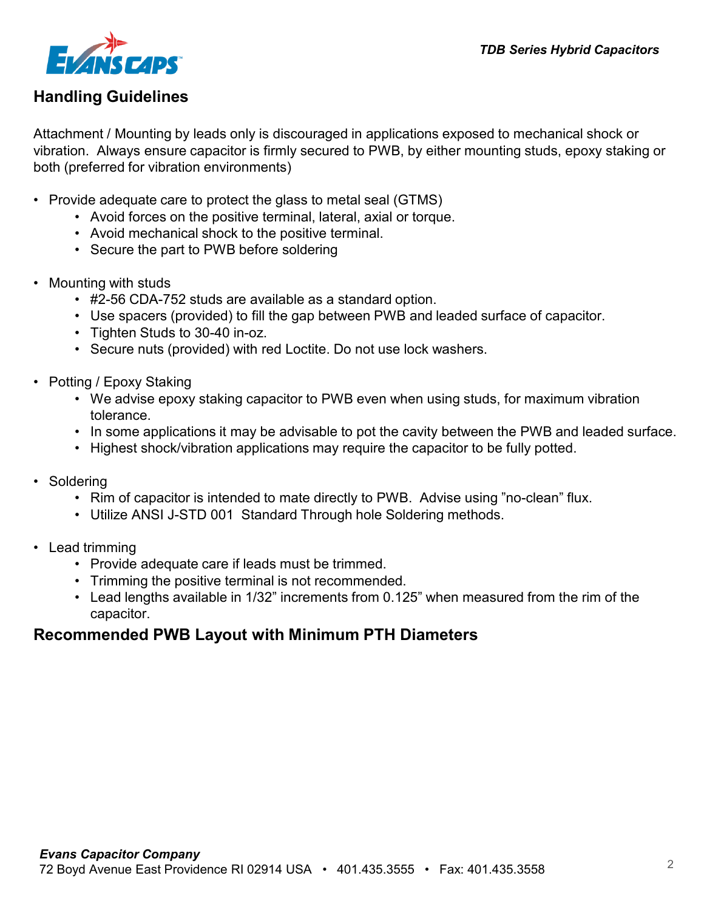## Handling Guidelines

Attachment / Mounting by leads only is discouraged in applications exposed to mechanical shock or vibration. Always ensure capacitor is firmly secured to PWB, by either mounting studs, epoxy staking or both (preferred for vibration environments)

- Provide adequate care to protect the glass to metal seal (GTMS)
  - Avoid forces on the positive terminal, lateral, axial or torque.
  - Avoid mechanical shock to the positive terminal.
  - Secure the part to PWB before soldering

- Mounting with studs
  - #2-56 CDA-752 studs are available as a standard option.
  - Use spacers (provided) to fill the gap between PWB and leaded surface of capacitor.
  - Tighten Studs to 30-40 in-oz.
  - Secure nuts (provided) with red Loctite. Do not use lock washers.

- Potting / Epoxy Staking
  - We advise epoxy staking capacitor to PWB even when using studs, for maximum vibration tolerance.
  - In some applications it may be advisable to pot the cavity between the PWB and leaded surface.
  - Highest shock/vibration applications may require the capacitor to be fully potted.

- Soldering
  - Rim of capacitor is intended to mate directly to PWB. Advise using "no-clean" flux.
  - Utilize ANSI J-STD 001 Standard Through hole Soldering methods.

- Lead trimming
  - Provide adequate care if leads must be trimmed.
  - Trimming the positive terminal is not recommended.
  - Lead lengths available in 1/32" increments from 0.125" when measured from the rim of the capacitor.

## Recommended PWB Layout with Minimum PTH Diameters

*Evans Capacitor Company*
72 Boyd Avenue East Providence RI 02914 USA • 401.435.3555 • Fax: 401.435.3558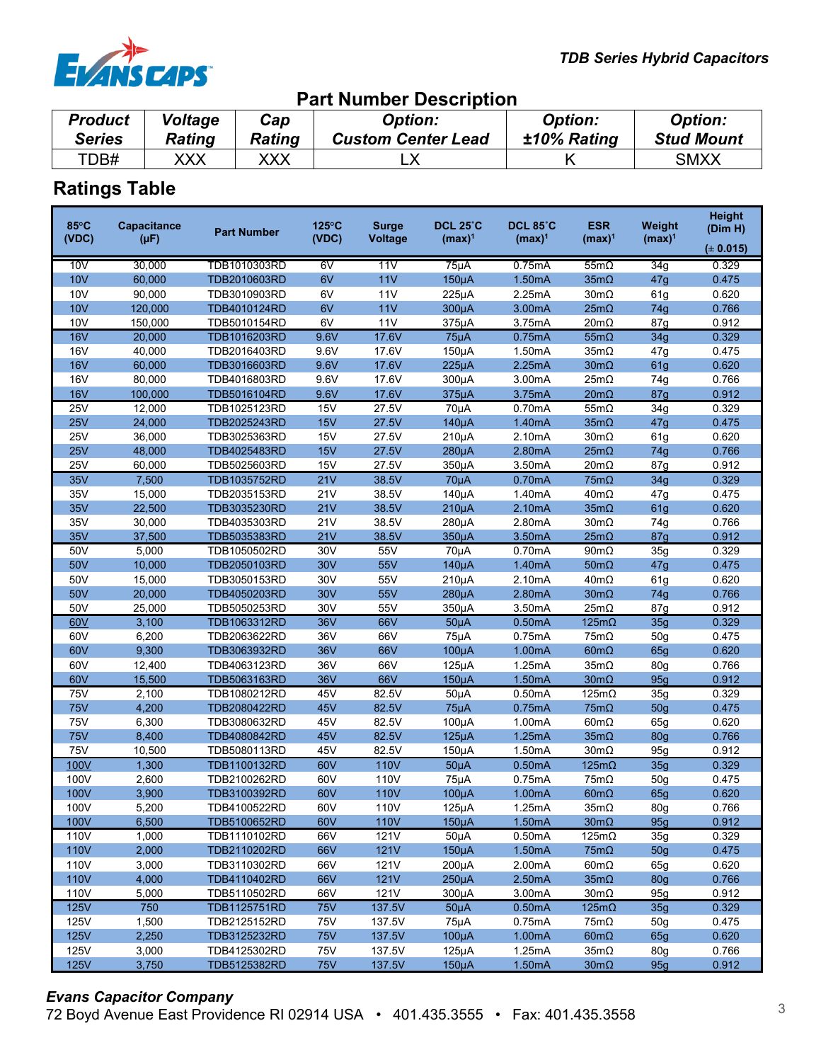## Part Number Description

| Product Series | Voltage Rating | Cap Rating | Option: Custom Center Lead | Option: ±10% Rating | Option: Stud Mount |
|---|---|---|---|---|---|
| TDB# | XXX | XXX | LX | K | SMXX |

## Ratings Table

| 85°C (VDC) | Capacitance (µF) | Part Number | 125°C (VDC) | Surge Voltage | DCL 25˚C (max)[1] | DCL 85˚C (max)[1] | ESR (max)[1] | Weight (max)[1] | Height (Dim H) (± 0.015) |
|---|---|---|---|---|---|---|---|---|---|
| 10V | 30,000 | TDB1010303RD | 6V | 11V | 75µA | 0.75mA | 55mΩ | 34g | 0.329 |
| 10V | 60,000 | TDB2010603RD | 6V | 11V | 150µA | 1.50mA | 35mΩ | 47g | 0.475 |
| 10V | 90,000 | TDB3010903RD | 6V | 11V | 225µA | 2.25mA | 30mΩ | 61g | 0.620 |
| 10V | 120,000 | TDB4010124RD | 6V | 11V | 300µA | 3.00mA | 25mΩ | 74g | 0.766 |
| 10V | 150,000 | TDB5010154RD | 6V | 11V | 375µA | 3.75mA | 20mΩ | 87g | 0.912 |
| 16V | 20,000 | TDB1016203RD | 9.6V | 17.6V | 75µA | 0.75mA | 55mΩ | 34g | 0.329 |
| 16V | 40,000 | TDB2016403RD | 9.6V | 17.6V | 150µA | 1.50mA | 35mΩ | 47g | 0.475 |
| 16V | 60,000 | TDB3016603RD | 9.6V | 17.6V | 225µA | 2.25mA | 30mΩ | 61g | 0.620 |
| 16V | 80,000 | TDB4016803RD | 9.6V | 17.6V | 300µA | 3.00mA | 25mΩ | 74g | 0.766 |
| 16V | 100,000 | TDB5016104RD | 9.6V | 17.6V | 375µA | 3.75mA | 20mΩ | 87g | 0.912 |
| 25V | 12,000 | TDB1025123RD | 15V | 27.5V | 70µA | 0.70mA | 55mΩ | 34g | 0.329 |
| 25V | 24,000 | TDB2025243RD | 15V | 27.5V | 140µA | 1.40mA | 35mΩ | 47g | 0.475 |
| 25V | 36,000 | TDB3025363RD | 15V | 27.5V | 210µA | 2.10mA | 30mΩ | 61g | 0.620 |
| 25V | 48,000 | TDB4025483RD | 15V | 27.5V | 280µA | 2.80mA | 25mΩ | 74g | 0.766 |
| 25V | 60,000 | TDB5025603RD | 15V | 27.5V | 350µA | 3.50mA | 20mΩ | 87g | 0.912 |
| 35V | 7,500 | TDB1035752RD | 21V | 38.5V | 70µA | 0.70mA | 75mΩ | 34g | 0.329 |
| 35V | 15,000 | TDB2035153RD | 21V | 38.5V | 140µA | 1.40mA | 40mΩ | 47g | 0.475 |
| 35V | 22,500 | TDB3035230RD | 21V | 38.5V | 210µA | 2.10mA | 35mΩ | 61g | 0.620 |
| 35V | 30,000 | TDB4035303RD | 21V | 38.5V | 280µA | 2.80mA | 30mΩ | 74g | 0.766 |
| 35V | 37,500 | TDB5035383RD | 21V | 38.5V | 350µA | 3.50mA | 25mΩ | 87g | 0.912 |
| 50V | 5,000 | TDB1050502RD | 30V | 55V | 70µA | 0.70mA | 90mΩ | 35g | 0.329 |
| 50V | 10,000 | TDB2050103RD | 30V | 55V | 140µA | 1.40mA | 50mΩ | 47g | 0.475 |
| 50V | 15,000 | TDB3050153RD | 30V | 55V | 210µA | 2.10mA | 40mΩ | 61g | 0.620 |
| 50V | 20,000 | TDB4050203RD | 30V | 55V | 280µA | 2.80mA | 30mΩ | 74g | 0.766 |
| 50V | 25,000 | TDB5050253RD | 30V | 55V | 350µA | 3.50mA | 25mΩ | 87g | 0.912 |
| 60V | 3,100 | TDB1063312RD | 36V | 66V | 50µA | 0.50mA | 125mΩ | 35g | 0.329 |
| 60V | 6,200 | TDB2063622RD | 36V | 66V | 75µA | 0.75mA | 75mΩ | 50g | 0.475 |
| 60V | 9,300 | TDB3063932RD | 36V | 66V | 100µA | 1.00mA | 60mΩ | 65g | 0.620 |
| 60V | 12,400 | TDB4063123RD | 36V | 66V | 125µA | 1.25mA | 35mΩ | 80g | 0.766 |
| 60V | 15,500 | TDB5063163RD | 36V | 66V | 150µA | 1.50mA | 30mΩ | 95g | 0.912 |
| 75V | 2,100 | TDB1080212RD | 45V | 82.5V | 50µA | 0.50mA | 125mΩ | 35g | 0.329 |
| 75V | 4,200 | TDB2080422RD | 45V | 82.5V | 75µA | 0.75mA | 75mΩ | 50g | 0.475 |
| 75V | 6,300 | TDB3080632RD | 45V | 82.5V | 100µA | 1.00mA | 60mΩ | 65g | 0.620 |
| 75V | 8,400 | TDB4080842RD | 45V | 82.5V | 125µA | 1.25mA | 35mΩ | 80g | 0.766 |
| 75V | 10,500 | TDB5080113RD | 45V | 82.5V | 150µA | 1.50mA | 30mΩ | 95g | 0.912 |
| 100V | 1,300 | TDB1100132RD | 60V | 110V | 50µA | 0.50mA | 125mΩ | 35g | 0.329 |
| 100V | 2,600 | TDB2100262RD | 60V | 110V | 75µA | 0.75mA | 75mΩ | 50g | 0.475 |
| 100V | 3,900 | TDB3100392RD | 60V | 110V | 100µA | 1.00mA | 60mΩ | 65g | 0.620 |
| 100V | 5,200 | TDB4100522RD | 60V | 110V | 125µA | 1.25mA | 35mΩ | 80g | 0.766 |
| 100V | 6,500 | TDB5100652RD | 60V | 110V | 150µA | 1.50mA | 30mΩ | 95g | 0.912 |
| 110V | 1,000 | TDB1110102RD | 66V | 121V | 50µA | 0.50mA | 125mΩ | 35g | 0.329 |
| 110V | 2,000 | TDB2110202RD | 66V | 121V | 150µA | 1.50mA | 75mΩ | 50g | 0.475 |
| 110V | 3,000 | TDB3110302RD | 66V | 121V | 200µA | 2.00mA | 60mΩ | 65g | 0.620 |
| 110V | 4,000 | TDB4110402RD | 66V | 121V | 250µA | 2.50mA | 35mΩ | 80g | 0.766 |
| 110V | 5,000 | TDB5110502RD | 66V | 121V | 300µA | 3.00mA | 30mΩ | 95g | 0.912 |
| 125V | 750 | TDB1125751RD | 75V | 137.5V | 50µA | 0.50mA | 125mΩ | 35g | 0.329 |
| 125V | 1,500 | TDB2125152RD | 75V | 137.5V | 75µA | 0.75mA | 75mΩ | 50g | 0.475 |
| 125V | 2,250 | TDB3125232RD | 75V | 137.5V | 100µA | 1.00mA | 60mΩ | 65g | 0.620 |
| 125V | 3,000 | TDB4125302RD | 75V | 137.5V | 125µA | 1.25mA | 35mΩ | 80g | 0.766 |
| 125V | 3,750 | TDB5125382RD | 75V | 137.5V | 150µA | 1.50mA | 30mΩ | 95g | 0.912 |

***Evans Capacitor Company***
72 Boyd Avenue East Providence RI 02914 USA • 401.435.3555 • Fax: 401.435.3558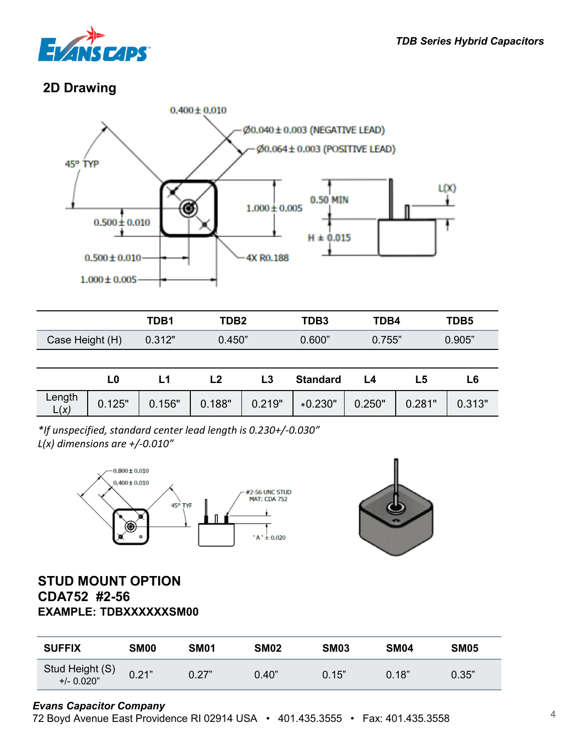## 2D Drawing

0.400 ± 0.010

Ø0.040 ± 0.003 (NEGATIVE LEAD)

Ø0.064 ± 0.003 (POSITIVE LEAD)

45° TYP

0.500 ± 0.010

1.000 ± 0.005

0.50 MIN

L(X)

H ± 0.015

0.500 ± 0.010

4X R0.188

1.000 ± 0.005

| | TDB1 | TDB2 | TDB3 | TDB4 | TDB5 |
|---|---|---|---|---|---|
| Case Height (H) | 0.312" | 0.450" | 0.600" | 0.755" | 0.905" |

| | L0 | L1 | L2 | L3 | Standard | L4 | L5 | L6 |
|---|---|---|---|---|---|---|---|---|
| Length L(*x*) | 0.125" | 0.156" | 0.188" | 0.219" | *0.230" | 0.250" | 0.281" | 0.313" |

*\*If unspecified, standard center lead length is 0.230+/-0.030"*
*L(x) dimensions are +/-0.010"*

0.800 ± 0.010

0.400 ± 0.010

45° TYP

#2-56 UNC STUD
MAT: CDA 752

'A' ± 0.020

### STUD MOUNT OPTION
### CDA752 #2-56
**EXAMPLE: TDBXXXXXXSM00**

| SUFFIX | SM00 | SM01 | SM02 | SM03 | SM04 | SM05 |
|---|---|---|---|---|---|---|
| Stud Height (S) +/- 0.020" | 0.21" | 0.27" | 0.40" | 0.15" | 0.18" | 0.35" |

***Evans Capacitor Company***
72 Boyd Avenue East Providence RI 02914 USA • 401.435.3555 • Fax: 401.435.3558